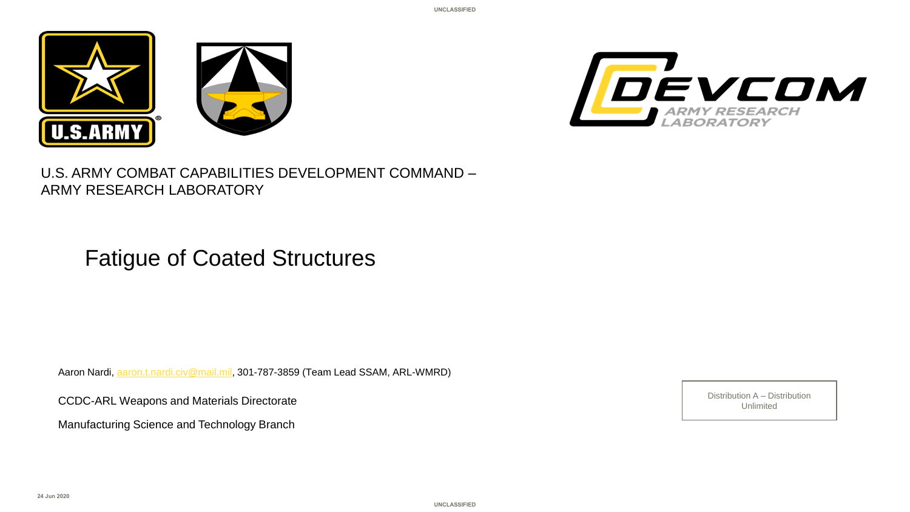U.S. ARMY COMBAT CAPABILITIES DEVELOPMENT COMMAND – ARMY RESEARCH LABORATORY

# Fatigue of Coated Structures

Aaron Nardi, aaron.t.nardi.civ@mail.mil, 301-787-3859 (Team Lead SSAM, ARL-WMRD)

CCDC-ARL Weapons and Materials Directorate

Manufacturing Science and Technology Branch

Distribution A – Distribution Unlimited

24 Jun 2020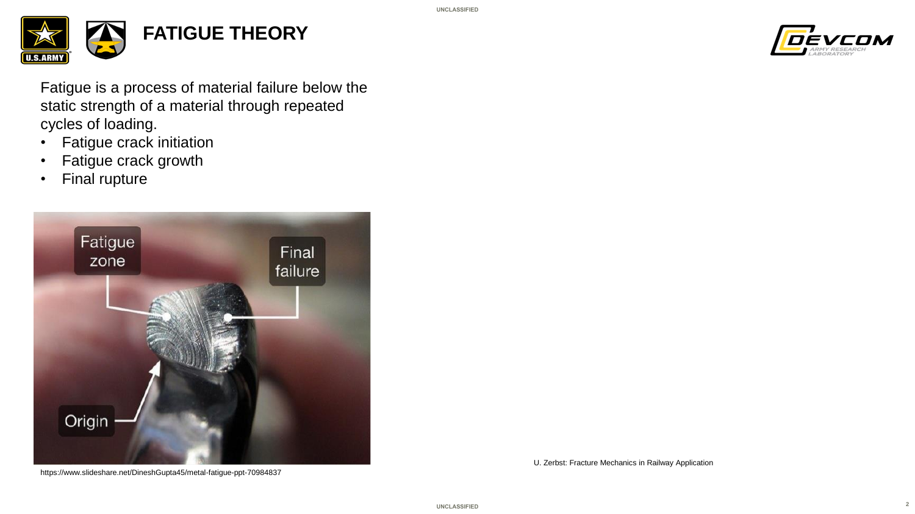# FATIGUE THEORY

Fatigue is a process of material failure below the static strength of a material through repeated cycles of loading.

- Fatigue crack initiation
- Fatigue crack growth
- Final rupture

https://www.slideshare.net/DineshGupta45/metal-fatigue-ppt-70984837

U. Zerbst: Fracture Mechanics in Railway Application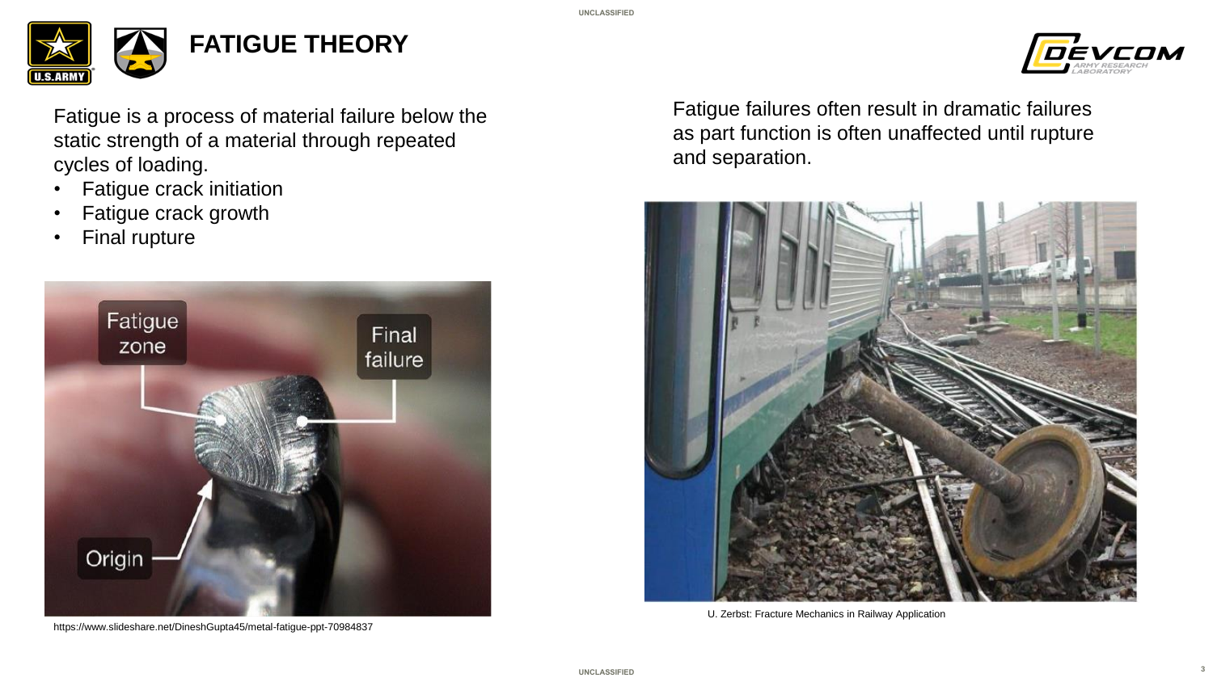# FATIGUE THEORY

Fatigue is a process of material failure below the static strength of a material through repeated cycles of loading.

- Fatigue crack initiation
- Fatigue crack growth
- Final rupture

https://www.slideshare.net/DineshGupta45/metal-fatigue-ppt-70984837

Fatigue failures often result in dramatic failures as part function is often unaffected until rupture and separation.

U. Zerbst: Fracture Mechanics in Railway Application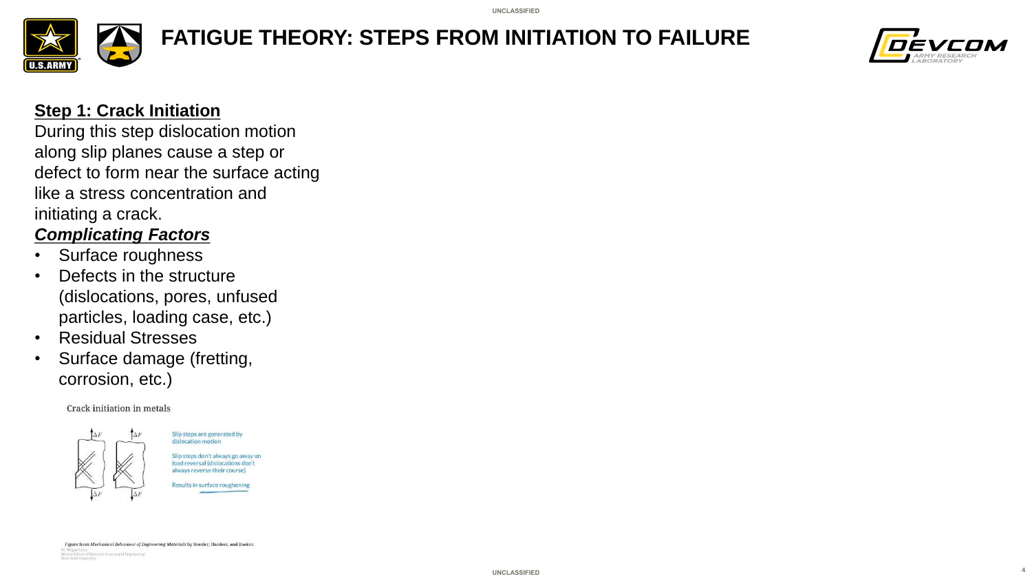# FATIGUE THEORY: STEPS FROM INITIATION TO FAILURE

**Step 1: Crack Initiation**

During this step dislocation motion along slip planes cause a step or defect to form near the surface acting like a stress concentration and initiating a crack.

***Complicating Factors***

- Surface roughness
- Defects in the structure (dislocations, pores, unfused particles, loading case, etc.)
- Residual Stresses
- Surface damage (fretting, corrosion, etc.)

Crack initiation in metals

Slip steps are generated by dislocation motion

Slip steps don't always go away on load reversal (dislocations don't always reverse their course)

Results in surface roughening

Figure from *Mechanical Behaviour of Engineering Materials* by Roesler, Harders, and Baeker.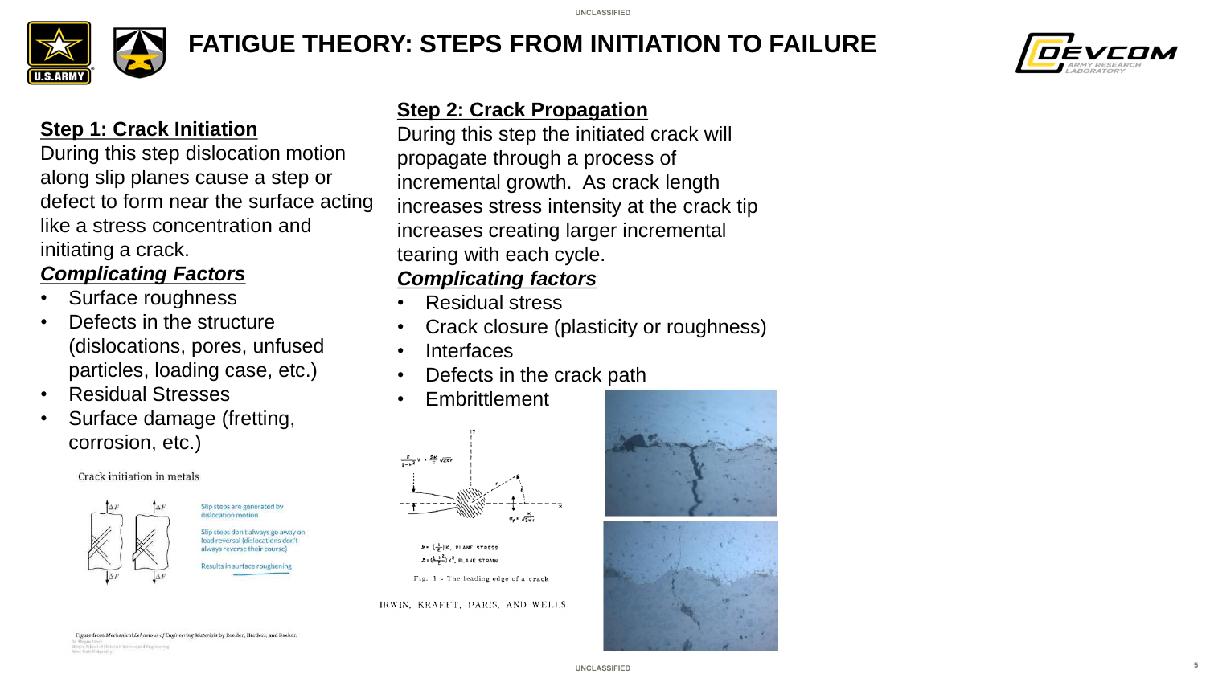# FATIGUE THEORY: STEPS FROM INITIATION TO FAILURE

## Step 1: Crack Initiation

During this step dislocation motion along slip planes cause a step or defect to form near the surface acting like a stress concentration and initiating a crack.

### *Complicating Factors*

- Surface roughness
- Defects in the structure (dislocations, pores, unfused particles, loading case, etc.)
- Residual Stresses
- Surface damage (fretting, corrosion, etc.)

Crack initiation in metals

Slip steps are generated by dislocation motion

Slip steps don't always go away on load reversal (dislocations don't always reverse their course)

Results in surface roughening

Figure from *Mechanical Behaviour of Engineering Materials* by Roesler, Harders, and Baeker.

## Step 2: Crack Propagation

During this step the initiated crack will propagate through a process of incremental growth. As crack length increases stress intensity at the crack tip increases creating larger incremental tearing with each cycle.

### *Complicating factors*

- Residual stress
- Crack closure (plasticity or roughness)
- Interfaces
- Defects in the crack path
- Embrittlement

Fig. 1 - The leading edge of a crack

IRWIN, KRAFFT, PARIS, AND WELLS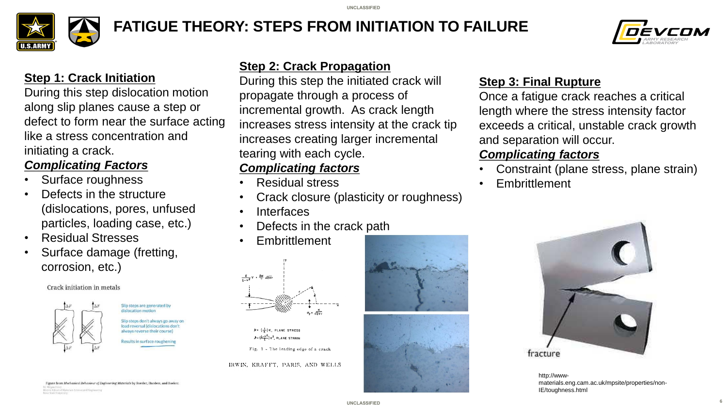# FATIGUE THEORY: STEPS FROM INITIATION TO FAILURE

## Step 1: Crack Initiation

During this step dislocation motion along slip planes cause a step or defect to form near the surface acting like a stress concentration and initiating a crack.

***Complicating Factors***

- Surface roughness
- Defects in the structure (dislocations, pores, unfused particles, loading case, etc.)
- Residual Stresses
- Surface damage (fretting, corrosion, etc.)

Crack initiation in metals

Slip steps are generated by dislocation motion

Slip steps don't always go away on load reversal (dislocations don't always reverse their course)

Results in surface roughening

Figure from *Mechanical Behaviour of Engineering Materials* by Roesler, Harders, and Baeker.

## Step 2: Crack Propagation

During this step the initiated crack will propagate through a process of incremental growth. As crack length increases stress intensity at the crack tip increases creating larger incremental tearing with each cycle.

***Complicating factors***

- Residual stress
- Crack closure (plasticity or roughness)
- Interfaces
- Defects in the crack path
- Embrittlement

Fig. 1 - The leading edge of a crack

IRWIN, KRAFFT, PARIS, AND WELLS

## Step 3: Final Rupture

Once a fatigue crack reaches a critical length where the stress intensity factor exceeds a critical, unstable crack growth and separation will occur.

***Complicating factors***

- Constraint (plane stress, plane strain)
- Embrittlement

fracture

http://www-materials.eng.cam.ac.uk/mpsite/properties/non-IE/toughness.html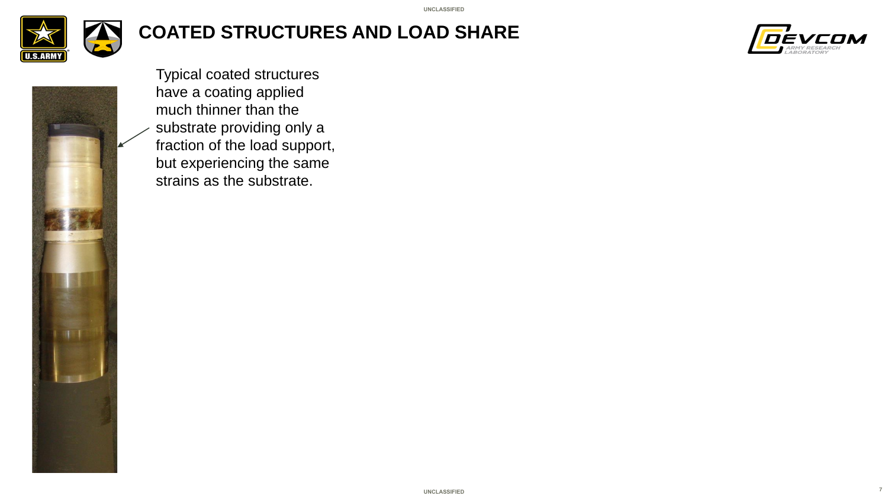# COATED STRUCTURES AND LOAD SHARE

Typical coated structures have a coating applied much thinner than the substrate providing only a fraction of the load support, but experiencing the same strains as the substrate.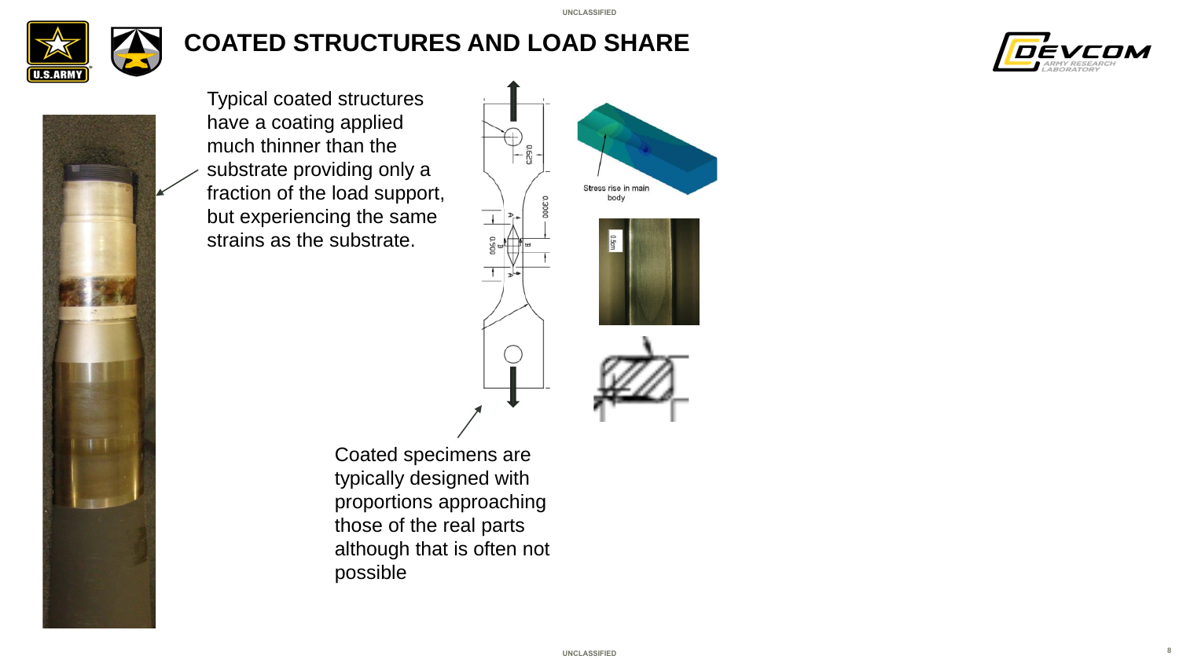# COATED STRUCTURES AND LOAD SHARE

Typical coated structures have a coating applied much thinner than the substrate providing only a fraction of the load support, but experiencing the same strains as the substrate.

Coated specimens are typically designed with proportions approaching those of the real parts although that is often not possible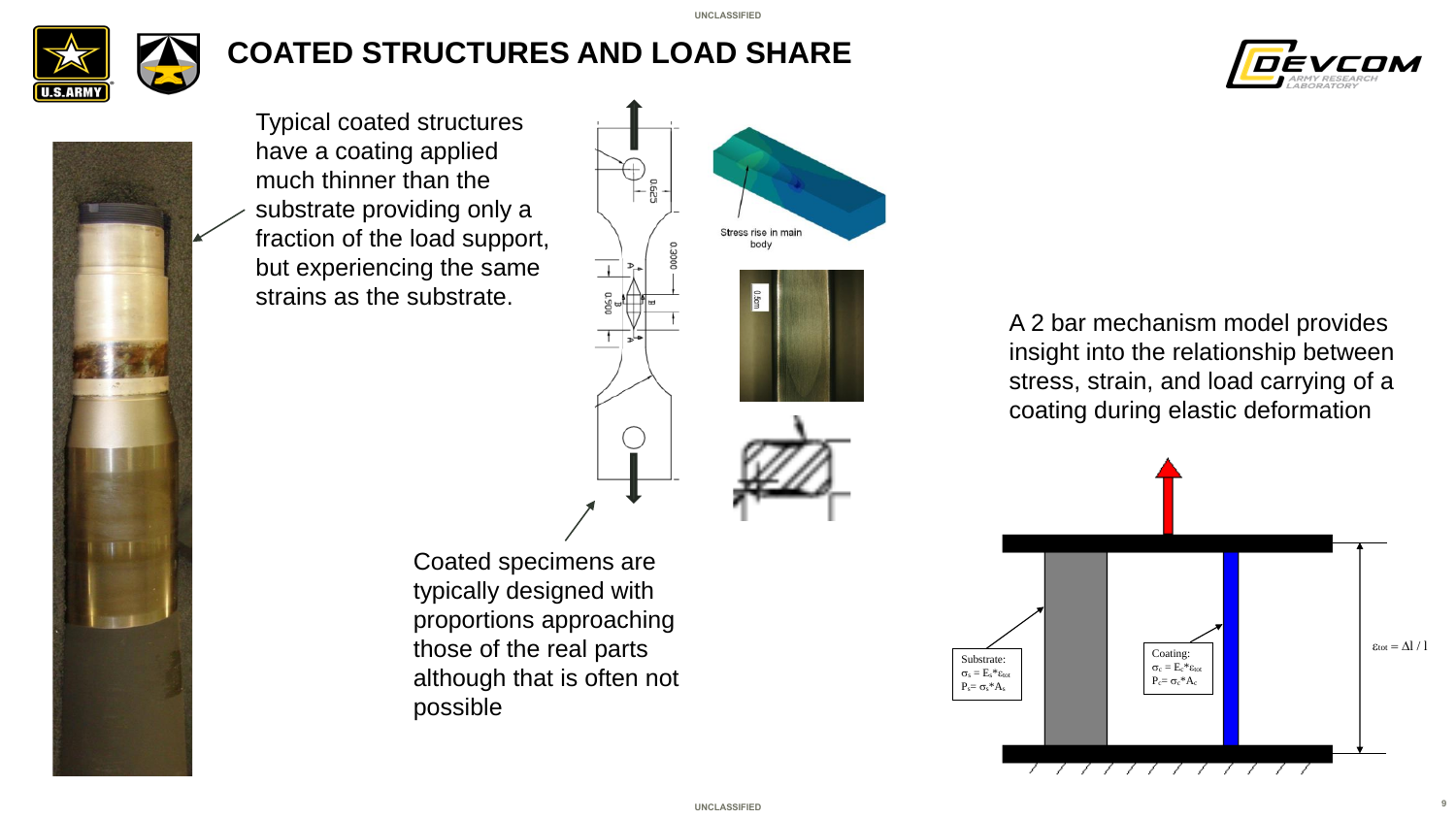# COATED STRUCTURES AND LOAD SHARE

Typical coated structures have a coating applied much thinner than the substrate providing only a fraction of the load support, but experiencing the same strains as the substrate.

Stress rise in main body

Coated specimens are typically designed with proportions approaching those of the real parts although that is often not possible

A 2 bar mechanism model provides insight into the relationship between stress, strain, and load carrying of a coating during elastic deformation

Substrate:
$\sigma_s = E_s * \varepsilon_{tot}$
$P_s = \sigma_s * A_s$

Coating:
$\sigma_c = E_c * \varepsilon_{tot}$
$P_c = \sigma_c * A_c$

$\varepsilon_{tot} = \Delta l / l$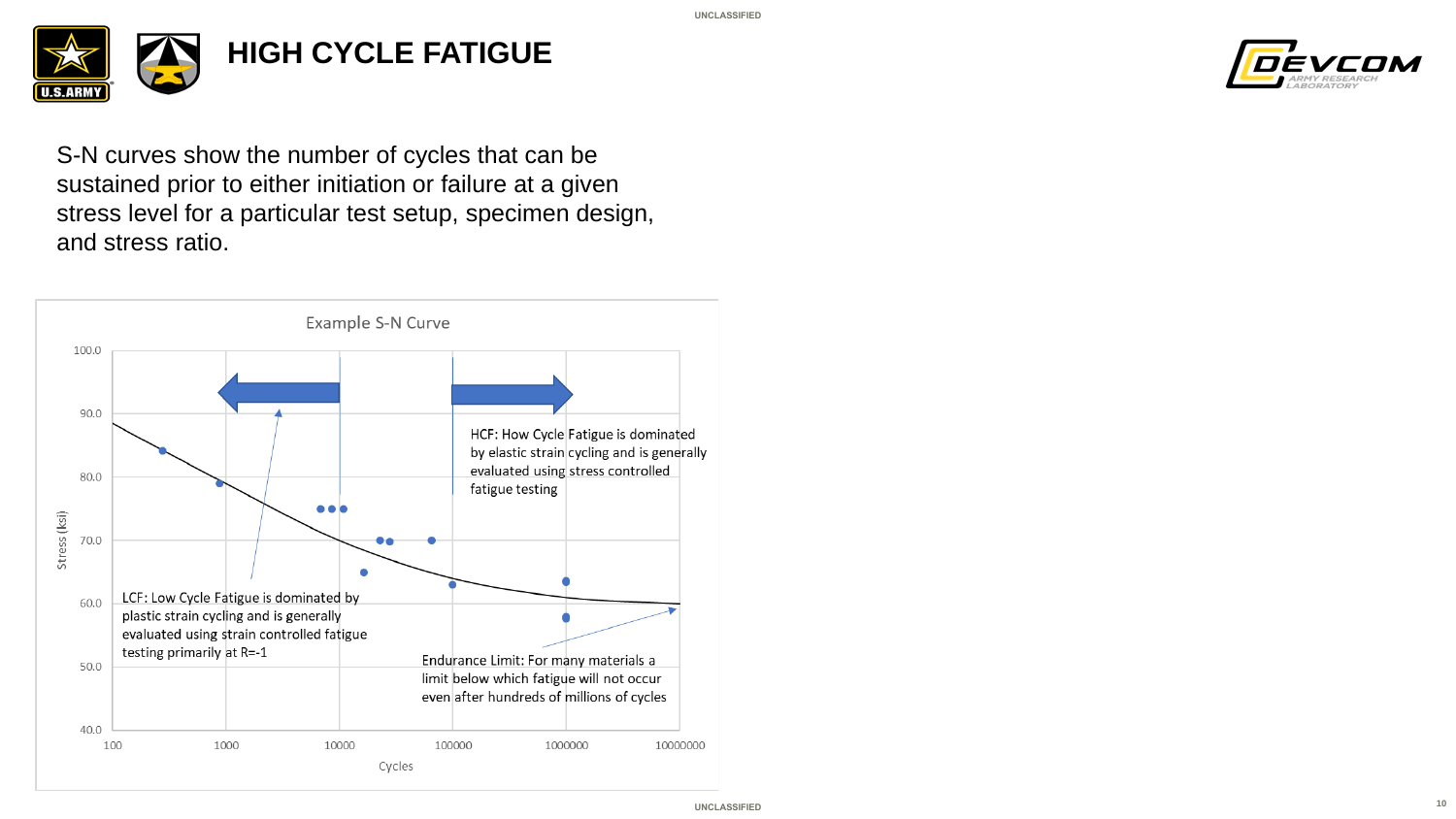# HIGH CYCLE FATIGUE

S-N curves show the number of cycles that can be sustained prior to either initiation or failure at a given stress level for a particular test setup, specimen design, and stress ratio.

Example S-N Curve

HCF: How Cycle Fatigue is dominated by elastic strain cycling and is generally evaluated using stress controlled fatigue testing

LCF: Low Cycle Fatigue is dominated by plastic strain cycling and is generally evaluated using strain controlled fatigue testing primarily at R=-1

Endurance Limit: For many materials a limit below which fatigue will not occur even after hundreds of millions of cycles

Stress (ksi)

Cycles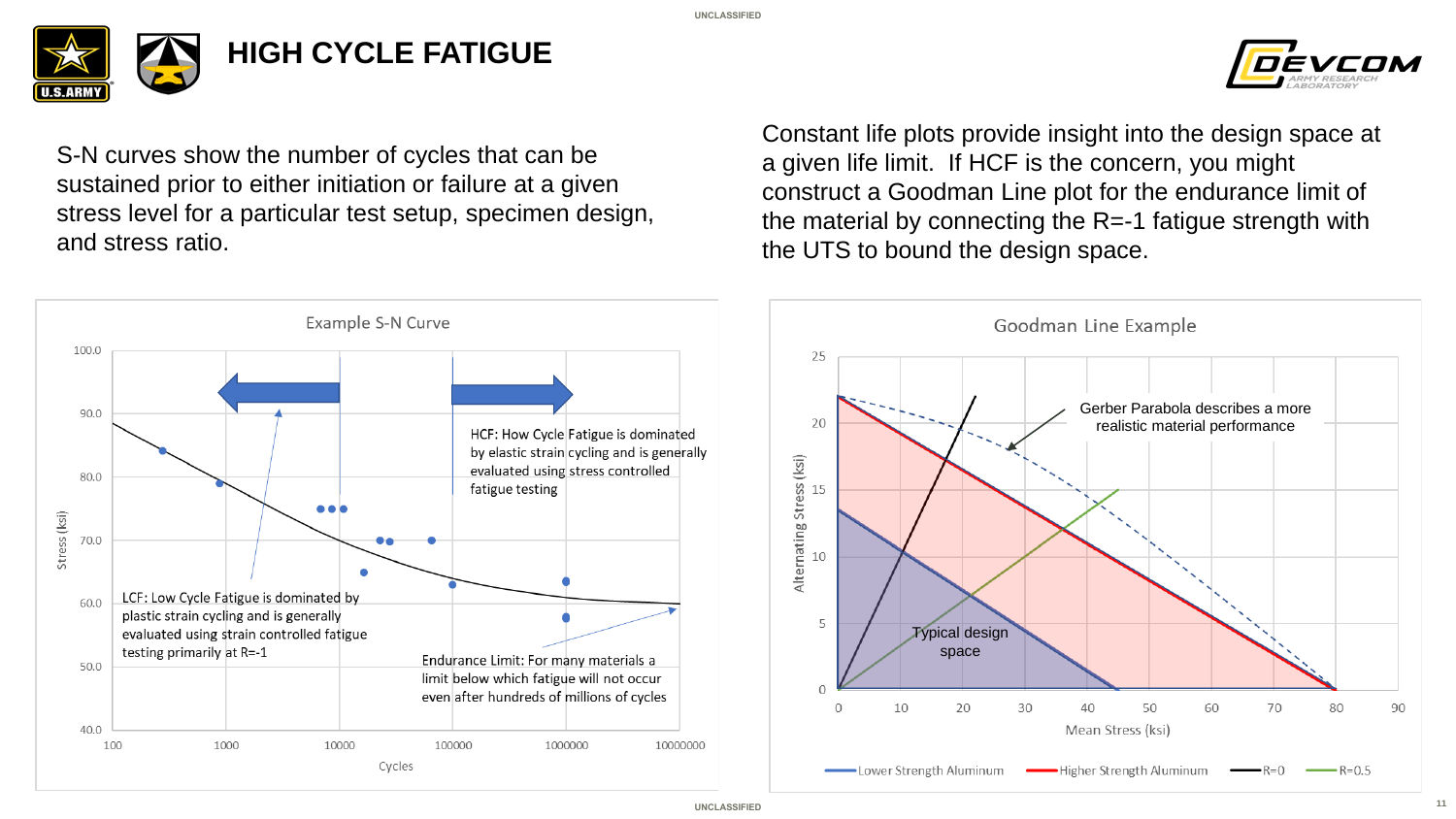# HIGH CYCLE FATIGUE

S-N curves show the number of cycles that can be sustained prior to either initiation or failure at a given stress level for a particular test setup, specimen design, and stress ratio.

Constant life plots provide insight into the design space at a given life limit. If HCF is the concern, you might construct a Goodman Line plot for the endurance limit of the material by connecting the R=-1 fatigue strength with the UTS to bound the design space.

**Example S-N Curve**

Stress (ksi) vs. Cycles

- HCF: How Cycle Fatigue is dominated by elastic strain cycling and is generally evaluated using stress controlled fatigue testing
- LCF: Low Cycle Fatigue is dominated by plastic strain cycling and is generally evaluated using strain controlled fatigue testing primarily at R=-1
- Endurance Limit: For many materials a limit below which fatigue will not occur even after hundreds of millions of cycles

**Goodman Line Example**

Alternating Stress (ksi) vs. Mean Stress (ksi)

- Gerber Parabola describes a more realistic material performance
- Typical design space

Legend: Lower Strength Aluminum, Higher Strength Aluminum, R=0, R=0.5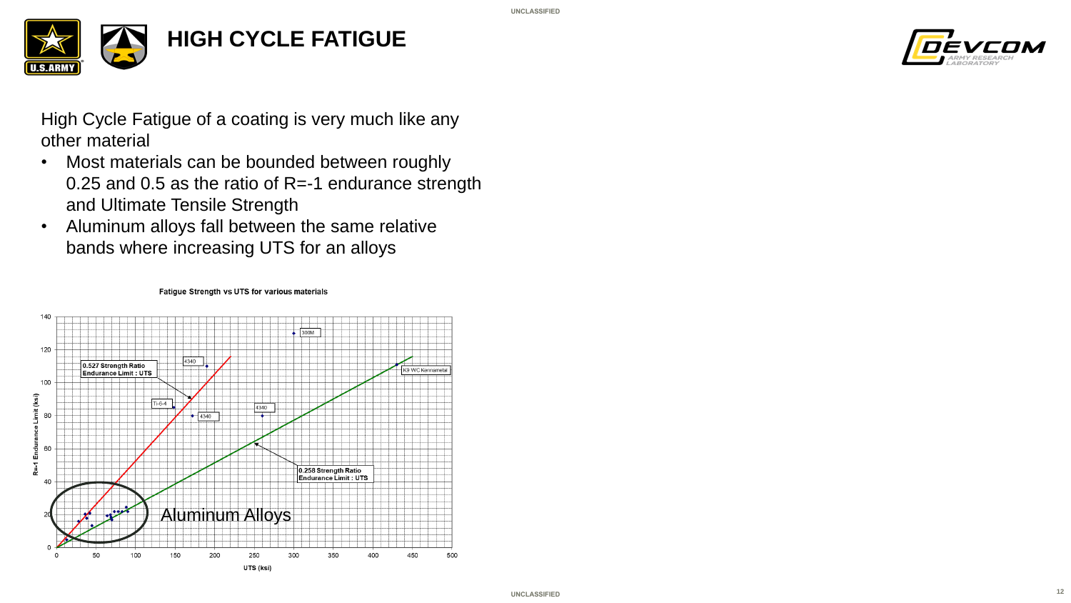# HIGH CYCLE FATIGUE

High Cycle Fatigue of a coating is very much like any other material

- Most materials can be bounded between roughly 0.25 and 0.5 as the ratio of R=-1 endurance strength and Ultimate Tensile Strength
- Aluminum alloys fall between the same relative bands where increasing UTS for an alloys

Fatigue Strength vs UTS for various materials

R=-1 Endurance Limit (ksi)

UTS (ksi)

0.527 Strength Ratio Endurance Limit : UTS

0.258 Strength Ratio Endurance Limit : UTS

300M

4340

Ti-6-4

4340

4340

K9 WC Kennametal

Aluminum Alloys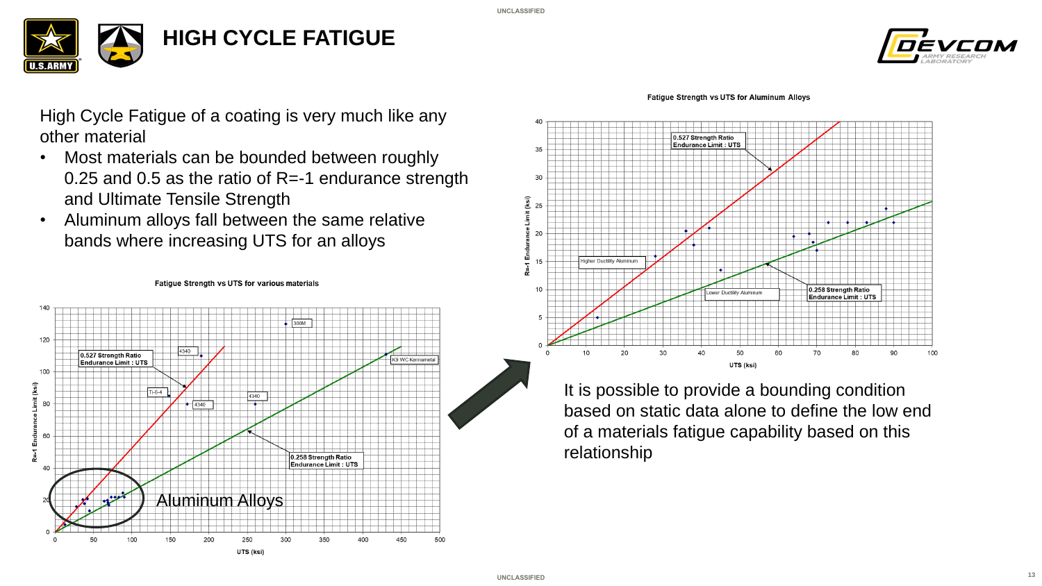# HIGH CYCLE FATIGUE

High Cycle Fatigue of a coating is very much like any other material

- Most materials can be bounded between roughly 0.25 and 0.5 as the ratio of R=-1 endurance strength and Ultimate Tensile Strength
- Aluminum alloys fall between the same relative bands where increasing UTS for an alloys

**Fatigue Strength vs UTS for various materials**

0.527 Strength Ratio Endurance Limit : UTS

0.258 Strength Ratio Endurance Limit : UTS

Aluminum Alloys

**Fatigue Strength vs UTS for Aluminum Alloys**

0.527 Strength Ratio Endurance Limit : UTS

0.258 Strength Ratio Endurance Limit : UTS

It is possible to provide a bounding condition based on static data alone to define the low end of a materials fatigue capability based on this relationship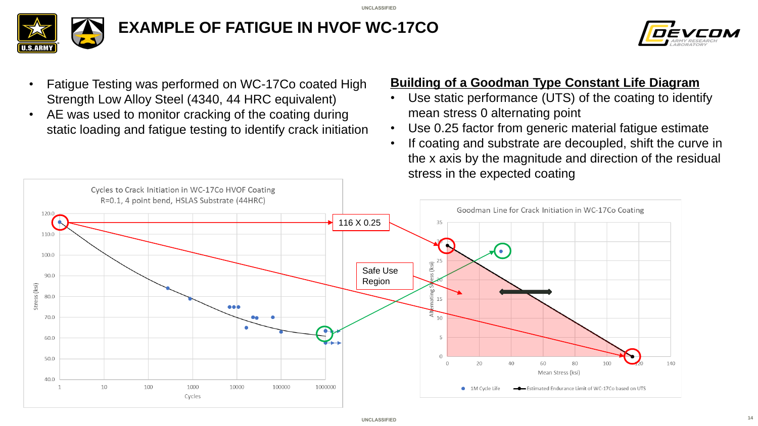# EXAMPLE OF FATIGUE IN HVOF WC-17CO

- Fatigue Testing was performed on WC-17Co coated High Strength Low Alloy Steel (4340, 44 HRC equivalent)
- AE was used to monitor cracking of the coating during static loading and fatigue testing to identify crack initiation

## Building of a Goodman Type Constant Life Diagram

- Use static performance (UTS) of the coating to identify mean stress 0 alternating point
- Use 0.25 factor from generic material fatigue estimate
- If coating and substrate are decoupled, shift the curve in the x axis by the magnitude and direction of the residual stress in the expected coating

Cycles to Crack Initiation in WC-17Co HVOF Coating
R=0.1, 4 point bend, HSLAS Substrate (44HRC)

116 X 0.25

Safe Use Region

Goodman Line for Crack Initiation in WC-17Co Coating

1M Cycle Life — Estimated Endurance Limit of WC-17Co based on UTS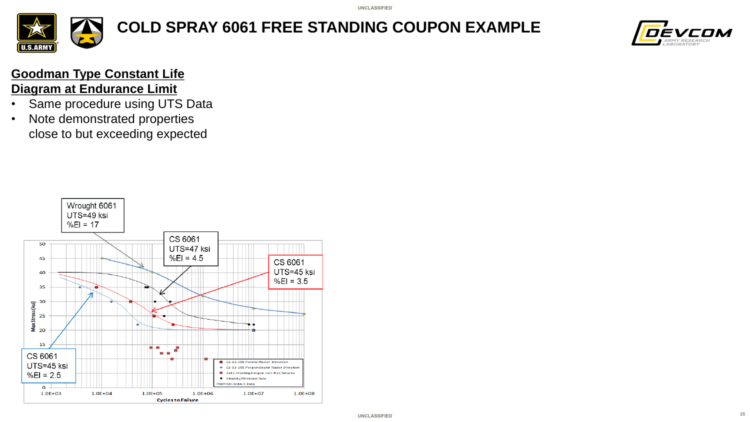# COLD SPRAY 6061 FREE STANDING COUPON EXAMPLE

**Goodman Type Constant Life Diagram at Endurance Limit**

- Same procedure using UTS Data
- Note demonstrated properties close to but exceeding expected

Wrought 6061
UTS=49 ksi
%El = 17

CS 6061
UTS=47 ksi
%El = 4.5

CS 6061
UTS=45 ksi
%El = 3.5

CS 6061
UTS=45 ksi
%El = 2.5

Max Stress (ksi)

Cycles to Failure

- CS-13-105 Parallel Raster Direction
- CS-13-105 Perpendicular Raster Direction
- 2141-Fretting-Fatigue-non-fret failures
- Sikorsky/Webster Data
- Mil-hnbk-5 Data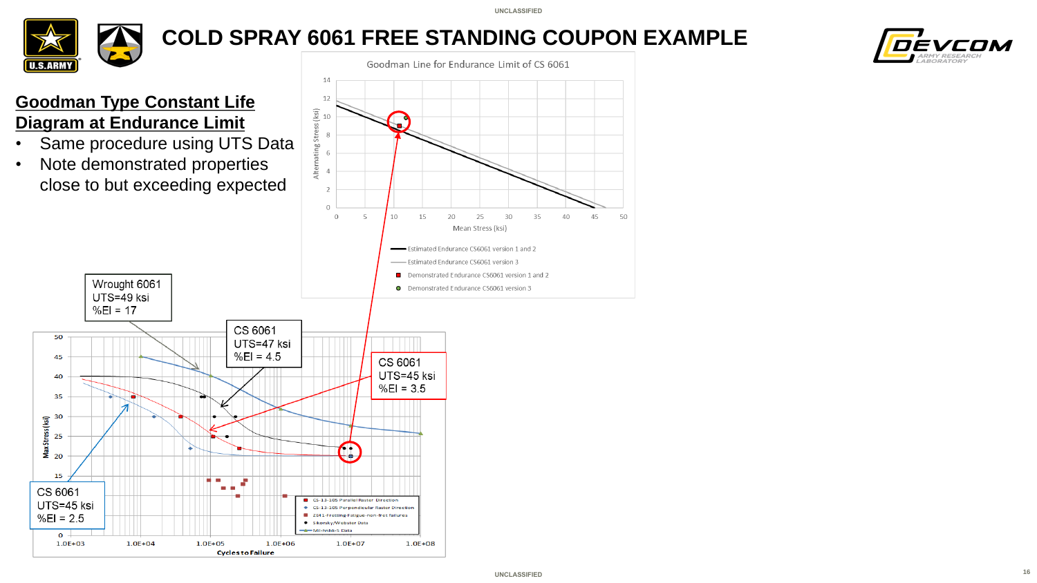# COLD SPRAY 6061 FREE STANDING COUPON EXAMPLE

## Goodman Type Constant Life Diagram at Endurance Limit

- Same procedure using UTS Data
- Note demonstrated properties close to but exceeding expected

Goodman Line for Endurance Limit of CS 6061

- Estimated Endurance CS6061 version 1 and 2
- Estimated Endurance CS6061 version 3
- Demonstrated Endurance CS6061 version 1 and 2
- Demonstrated Endurance CS6061 version 3

Wrought 6061
UTS=49 ksi
%El = 17

CS 6061
UTS=47 ksi
%El = 4.5

CS 6061
UTS=45 ksi
%El = 3.5

CS 6061
UTS=45 ksi
%El = 2.5

- CS-13-105 Parallel Raster Direction
- CS-13-105 Perpendicular Raster Direction
- 2141-Fretting-Fatigue-non-fret failures
- Sikorsky/Webster Data
- Mil-hnbk-5 Data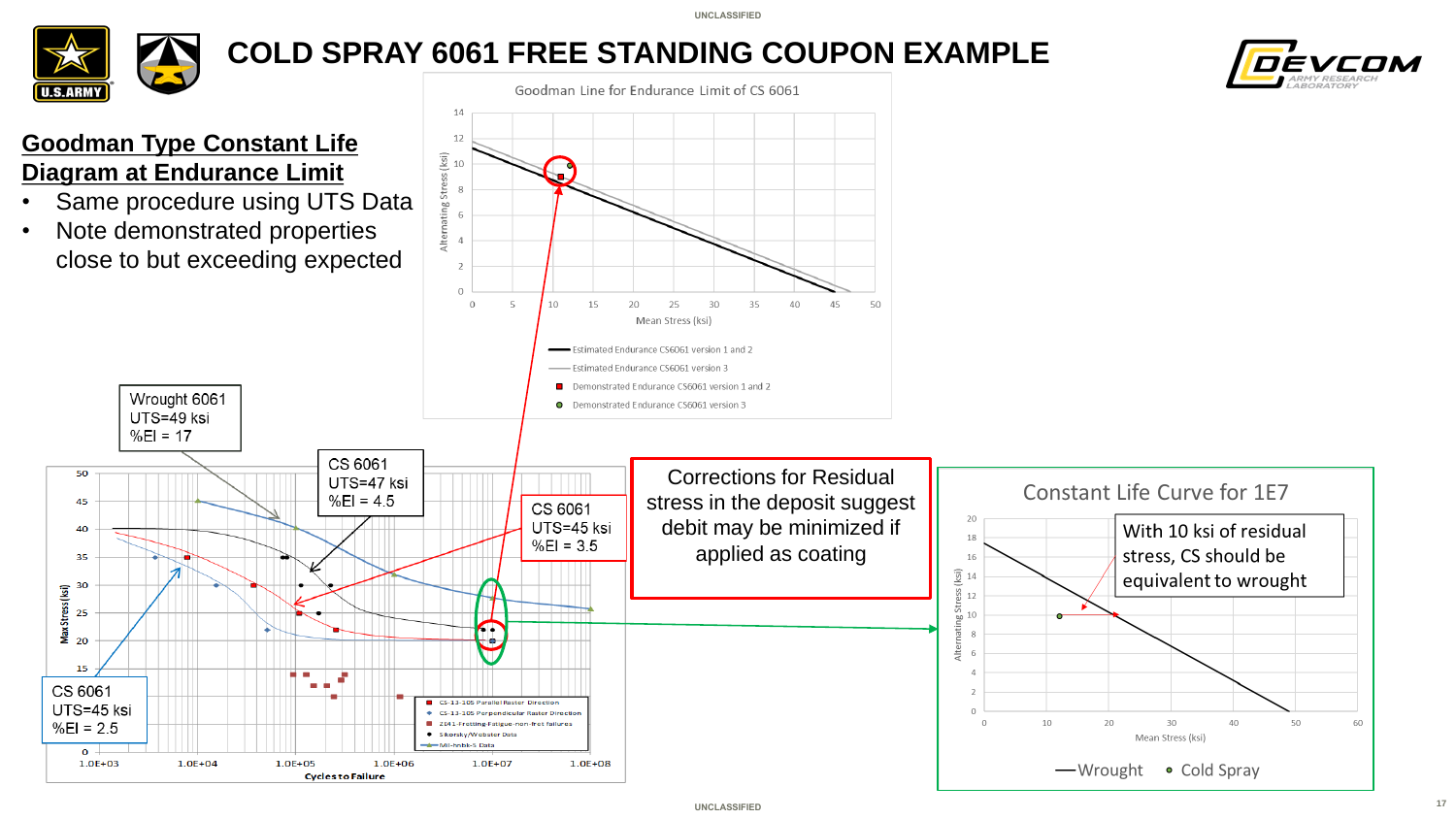# COLD SPRAY 6061 FREE STANDING COUPON EXAMPLE

**Goodman Type Constant Life Diagram at Endurance Limit**

- Same procedure using UTS Data
- Note demonstrated properties close to but exceeding expected

Goodman Line for Endurance Limit of CS 6061

- Estimated Endurance CS6061 version 1 and 2
- Estimated Endurance CS6061 version 3
- Demonstrated Endurance CS6061 version 1 and 2
- Demonstrated Endurance CS6061 version 3

Wrought 6061
UTS=49 ksi
%El = 17

CS 6061
UTS=47 ksi
%El = 4.5

CS 6061
UTS=45 ksi
%El = 3.5

CS 6061
UTS=45 ksi
%El = 2.5

- CS-13-105 Parallel Raster Direction
- CS-13-105 Perpendicular Raster Direction
- 2141-Fretting-Fatigue-non-fret failures
- Sikorsky/Webster Data
- Mil-hnbk-5 Data

Corrections for Residual stress in the deposit suggest debit may be minimized if applied as coating

Constant Life Curve for 1E7

With 10 ksi of residual stress, CS should be equivalent to wrought

Wrought · Cold Spray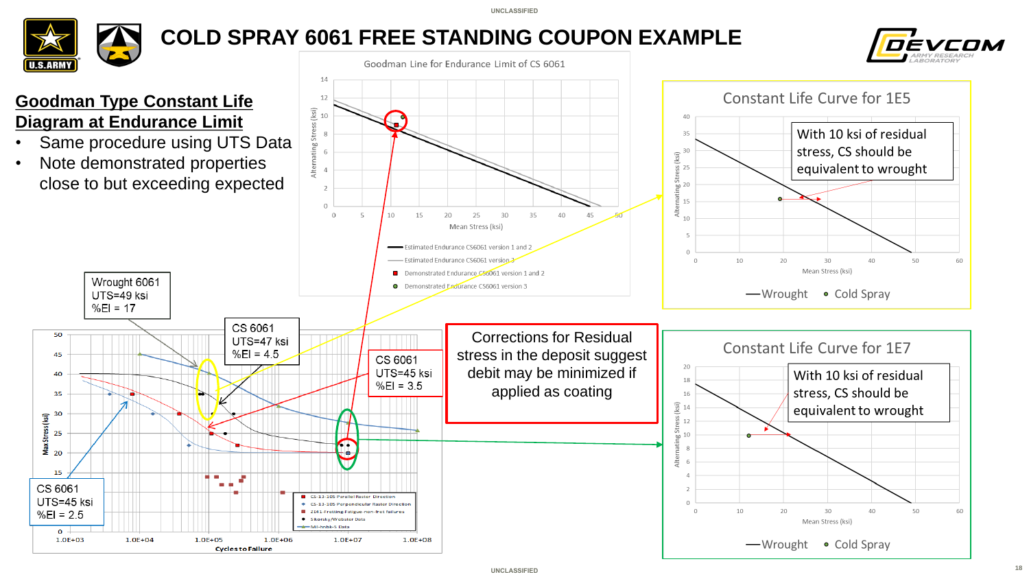# COLD SPRAY 6061 FREE STANDING COUPON EXAMPLE

## Goodman Type Constant Life Diagram at Endurance Limit

- Same procedure using UTS Data
- Note demonstrated properties close to but exceeding expected

Goodman Line for Endurance Limit of CS 6061

- Estimated Endurance CS6061 version 1 and 2
- Estimated Endurance CS6061 version 3
- Demonstrated Endurance CS6061 version 1 and 2
- Demonstrated Endurance CS6061 version 3

Wrought 6061
UTS=49 ksi
%El = 17

CS 6061
UTS=47 ksi
%El = 4.5

CS 6061
UTS=45 ksi
%El = 3.5

CS 6061
UTS=45 ksi
%El = 2.5

Corrections for Residual stress in the deposit suggest debit may be minimized if applied as coating

Constant Life Curve for 1E5

With 10 ksi of residual stress, CS should be equivalent to wrought

Wrought   Cold Spray

Constant Life Curve for 1E7

With 10 ksi of residual stress, CS should be equivalent to wrought

Wrought   Cold Spray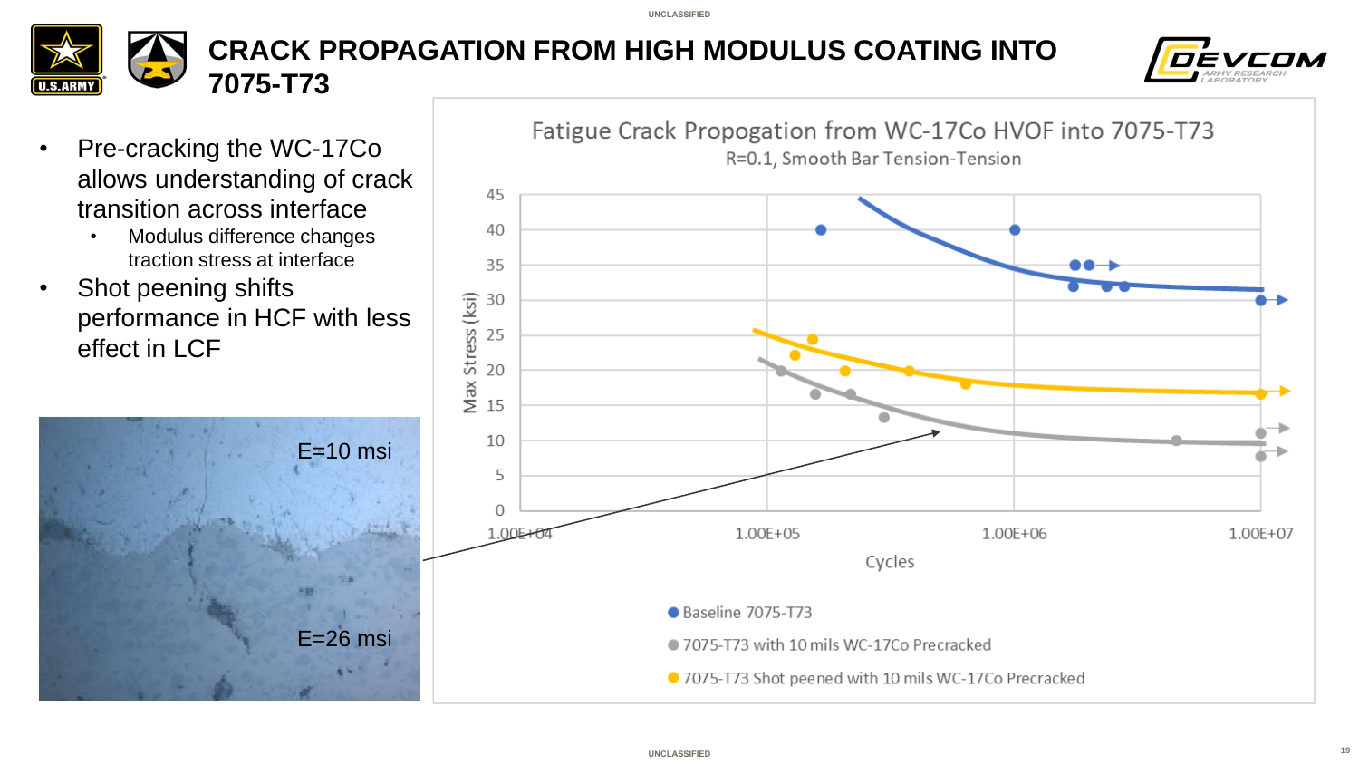# CRACK PROPAGATION FROM HIGH MODULUS COATING INTO 7075-T73

- Pre-cracking the WC-17Co allows understanding of crack transition across interface
  - Modulus difference changes traction stress at interface
- Shot peening shifts performance in HCF with less effect in LCF

E=10 msi

E=26 msi

**Fatigue Crack Propogation from WC-17Co HVOF into 7075-T73**

R=0.1, Smooth Bar Tension-Tension

Max Stress (ksi)

Cycles

- Baseline 7075-T73
- 7075-T73 with 10 mils WC-17Co Precracked
- 7075-T73 Shot peened with 10 mils WC-17Co Precracked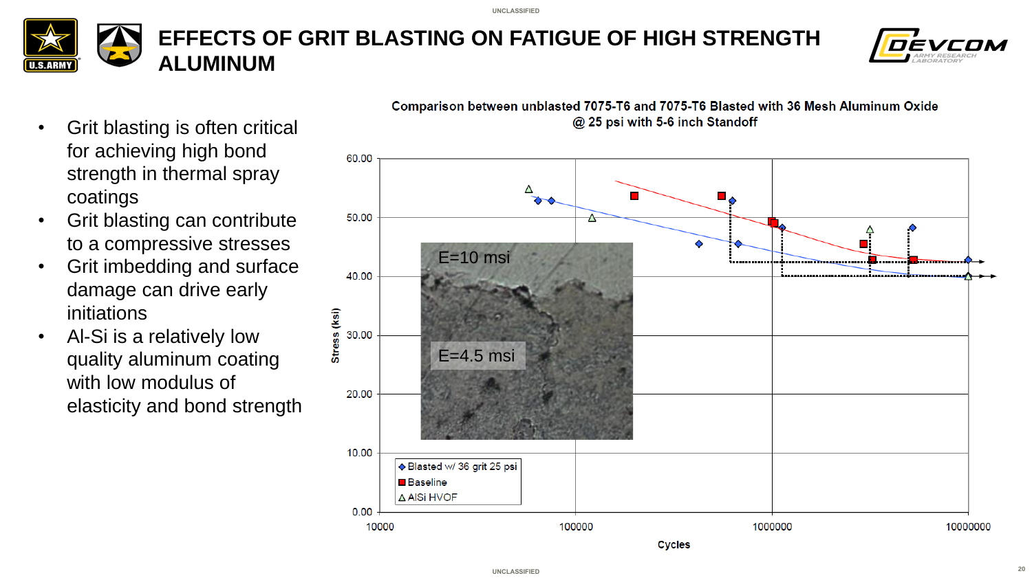# EFFECTS OF GRIT BLASTING ON FATIGUE OF HIGH STRENGTH ALUMINUM

- Grit blasting is often critical for achieving high bond strength in thermal spray coatings
- Grit blasting can contribute to a compressive stresses
- Grit imbedding and surface damage can drive early initiations
- Al-Si is a relatively low quality aluminum coating with low modulus of elasticity and bond strength

**Comparison between unblasted 7075-T6 and 7075-T6 Blasted with 36 Mesh Aluminum Oxide @ 25 psi with 5-6 inch Standoff**

Legend: Blasted w/ 36 grit 25 psi; Baseline; AlSi HVOF

Stress (ksi) vs. Cycles

E=10 msi

E=4.5 msi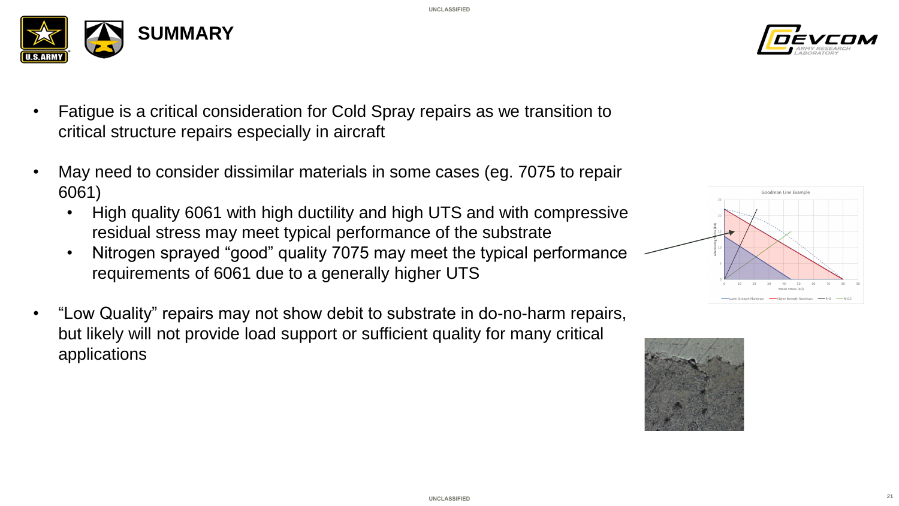# SUMMARY

- Fatigue is a critical consideration for Cold Spray repairs as we transition to critical structure repairs especially in aircraft
- May need to consider dissimilar materials in some cases (eg. 7075 to repair 6061)
  - High quality 6061 with high ductility and high UTS and with compressive residual stress may meet typical performance of the substrate
  - Nitrogen sprayed "good" quality 7075 may meet the typical performance requirements of 6061 due to a generally higher UTS
- "Low Quality" repairs may not show debit to substrate in do-no-harm repairs, but likely will not provide load support or sufficient quality for many critical applications

Goodman Line Example

Alternating Stress (ksi)

Mean Stress (ksi)

0 10 20 30 40 50 60 70 80 90

0 5 10 15 20 25

Lower Strength Aluminum — Higher Strength Aluminum — R=0 — R=0.5